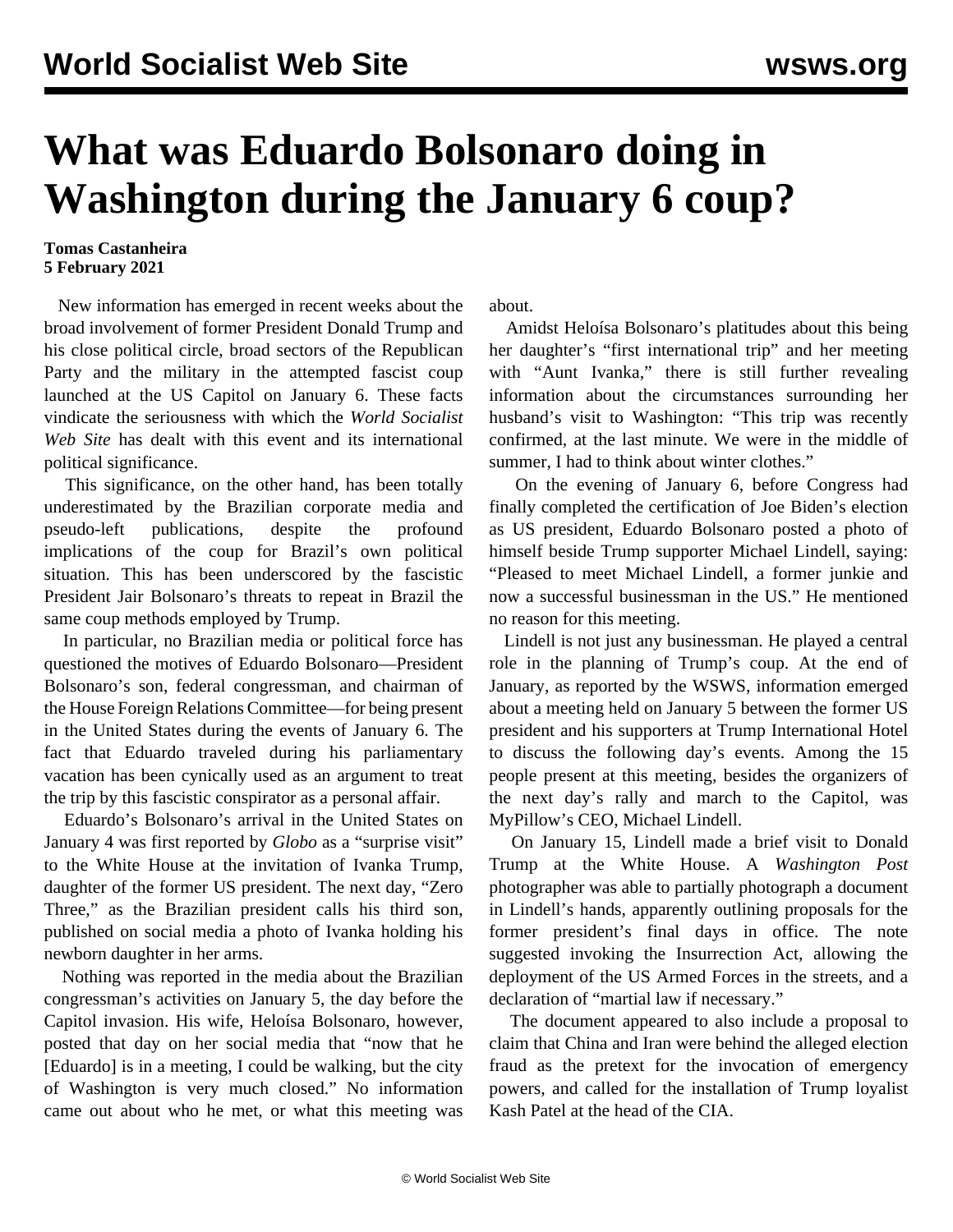# What was Eduardo Bolsonaro doing in Washington during the January 6 coup?

**Tomas Castanheira**
**5 February 2021**

New information has emerged in recent weeks about the broad involvement of former President Donald Trump and his close political circle, broad sectors of the Republican Party and the military in the attempted fascist coup launched at the US Capitol on January 6. These facts vindicate the seriousness with which the *World Socialist Web Site* has dealt with this event and its international political significance.

This significance, on the other hand, has been totally underestimated by the Brazilian corporate media and pseudo-left publications, despite the profound implications of the coup for Brazil's own political situation. This has been underscored by the fascistic President Jair Bolsonaro's threats to repeat in Brazil the same coup methods employed by Trump.

In particular, no Brazilian media or political force has questioned the motives of Eduardo Bolsonaro—President Bolsonaro's son, federal congressman, and chairman of the House Foreign Relations Committee—for being present in the United States during the events of January 6. The fact that Eduardo traveled during his parliamentary vacation has been cynically used as an argument to treat the trip by this fascistic conspirator as a personal affair.

Eduardo's Bolsonaro's arrival in the United States on January 4 was first reported by *Globo* as a "surprise visit" to the White House at the invitation of Ivanka Trump, daughter of the former US president. The next day, "Zero Three," as the Brazilian president calls his third son, published on social media a photo of Ivanka holding his newborn daughter in her arms.

Nothing was reported in the media about the Brazilian congressman's activities on January 5, the day before the Capitol invasion. His wife, Heloísa Bolsonaro, however, posted that day on her social media that "now that he [Eduardo] is in a meeting, I could be walking, but the city of Washington is very much closed." No information came out about who he met, or what this meeting was about.

Amidst Heloísa Bolsonaro's platitudes about this being her daughter's "first international trip" and her meeting with "Aunt Ivanka," there is still further revealing information about the circumstances surrounding her husband's visit to Washington: "This trip was recently confirmed, at the last minute. We were in the middle of summer, I had to think about winter clothes."

On the evening of January 6, before Congress had finally completed the certification of Joe Biden's election as US president, Eduardo Bolsonaro posted a photo of himself beside Trump supporter Michael Lindell, saying: "Pleased to meet Michael Lindell, a former junkie and now a successful businessman in the US." He mentioned no reason for this meeting.

Lindell is not just any businessman. He played a central role in the planning of Trump's coup. At the end of January, as reported by the WSWS, information emerged about a meeting held on January 5 between the former US president and his supporters at Trump International Hotel to discuss the following day's events. Among the 15 people present at this meeting, besides the organizers of the next day's rally and march to the Capitol, was MyPillow's CEO, Michael Lindell.

On January 15, Lindell made a brief visit to Donald Trump at the White House. A *Washington Post* photographer was able to partially photograph a document in Lindell's hands, apparently outlining proposals for the former president's final days in office. The note suggested invoking the Insurrection Act, allowing the deployment of the US Armed Forces in the streets, and a declaration of "martial law if necessary."

The document appeared to also include a proposal to claim that China and Iran were behind the alleged election fraud as the pretext for the invocation of emergency powers, and called for the installation of Trump loyalist Kash Patel at the head of the CIA.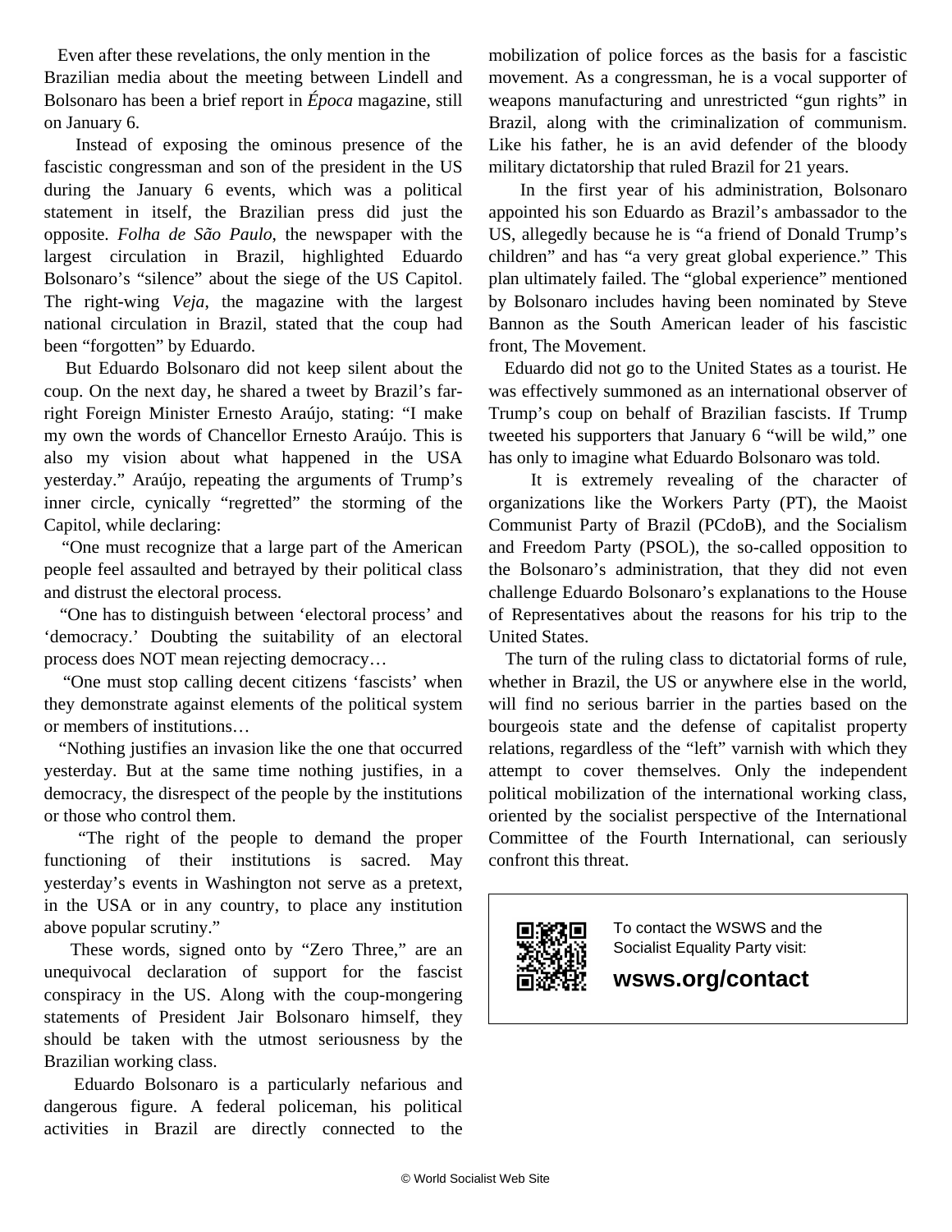Even after these revelations, the only mention in the Brazilian media about the meeting between Lindell and Bolsonaro has been a brief report in *Época* magazine, still on January 6.

Instead of exposing the ominous presence of the fascistic congressman and son of the president in the US during the January 6 events, which was a political statement in itself, the Brazilian press did just the opposite. *Folha de São Paulo*, the newspaper with the largest circulation in Brazil, highlighted Eduardo Bolsonaro's "silence" about the siege of the US Capitol. The right-wing *Veja*, the magazine with the largest national circulation in Brazil, stated that the coup had been "forgotten" by Eduardo.

But Eduardo Bolsonaro did not keep silent about the coup. On the next day, he shared a tweet by Brazil's far-right Foreign Minister Ernesto Araújo, stating: "I make my own the words of Chancellor Ernesto Araújo. This is also my vision about what happened in the USA yesterday." Araújo, repeating the arguments of Trump's inner circle, cynically "regretted" the storming of the Capitol, while declaring:

"One must recognize that a large part of the American people feel assaulted and betrayed by their political class and distrust the electoral process.

"One has to distinguish between 'electoral process' and 'democracy.' Doubting the suitability of an electoral process does NOT mean rejecting democracy…

"One must stop calling decent citizens 'fascists' when they demonstrate against elements of the political system or members of institutions…

"Nothing justifies an invasion like the one that occurred yesterday. But at the same time nothing justifies, in a democracy, the disrespect of the people by the institutions or those who control them.

"The right of the people to demand the proper functioning of their institutions is sacred. May yesterday's events in Washington not serve as a pretext, in the USA or in any country, to place any institution above popular scrutiny."

These words, signed onto by "Zero Three," are an unequivocal declaration of support for the fascist conspiracy in the US. Along with the coup-mongering statements of President Jair Bolsonaro himself, they should be taken with the utmost seriousness by the Brazilian working class.

Eduardo Bolsonaro is a particularly nefarious and dangerous figure. A federal policeman, his political activities in Brazil are directly connected to the mobilization of police forces as the basis for a fascistic movement. As a congressman, he is a vocal supporter of weapons manufacturing and unrestricted "gun rights" in Brazil, along with the criminalization of communism. Like his father, he is an avid defender of the bloody military dictatorship that ruled Brazil for 21 years.

In the first year of his administration, Bolsonaro appointed his son Eduardo as Brazil's ambassador to the US, allegedly because he is "a friend of Donald Trump's children" and has "a very great global experience." This plan ultimately failed. The "global experience" mentioned by Bolsonaro includes having been nominated by Steve Bannon as the South American leader of his fascistic front, The Movement.

Eduardo did not go to the United States as a tourist. He was effectively summoned as an international observer of Trump's coup on behalf of Brazilian fascists. If Trump tweeted his supporters that January 6 "will be wild," one has only to imagine what Eduardo Bolsonaro was told.

It is extremely revealing of the character of organizations like the Workers Party (PT), the Maoist Communist Party of Brazil (PCdoB), and the Socialism and Freedom Party (PSOL), the so-called opposition to the Bolsonaro's administration, that they did not even challenge Eduardo Bolsonaro's explanations to the House of Representatives about the reasons for his trip to the United States.

The turn of the ruling class to dictatorial forms of rule, whether in Brazil, the US or anywhere else in the world, will find no serious barrier in the parties based on the bourgeois state and the defense of capitalist property relations, regardless of the "left" varnish with which they attempt to cover themselves. Only the independent political mobilization of the international working class, oriented by the socialist perspective of the International Committee of the Fourth International, can seriously confront this threat.

To contact the WSWS and the Socialist Equality Party visit:

**wsws.org/contact**